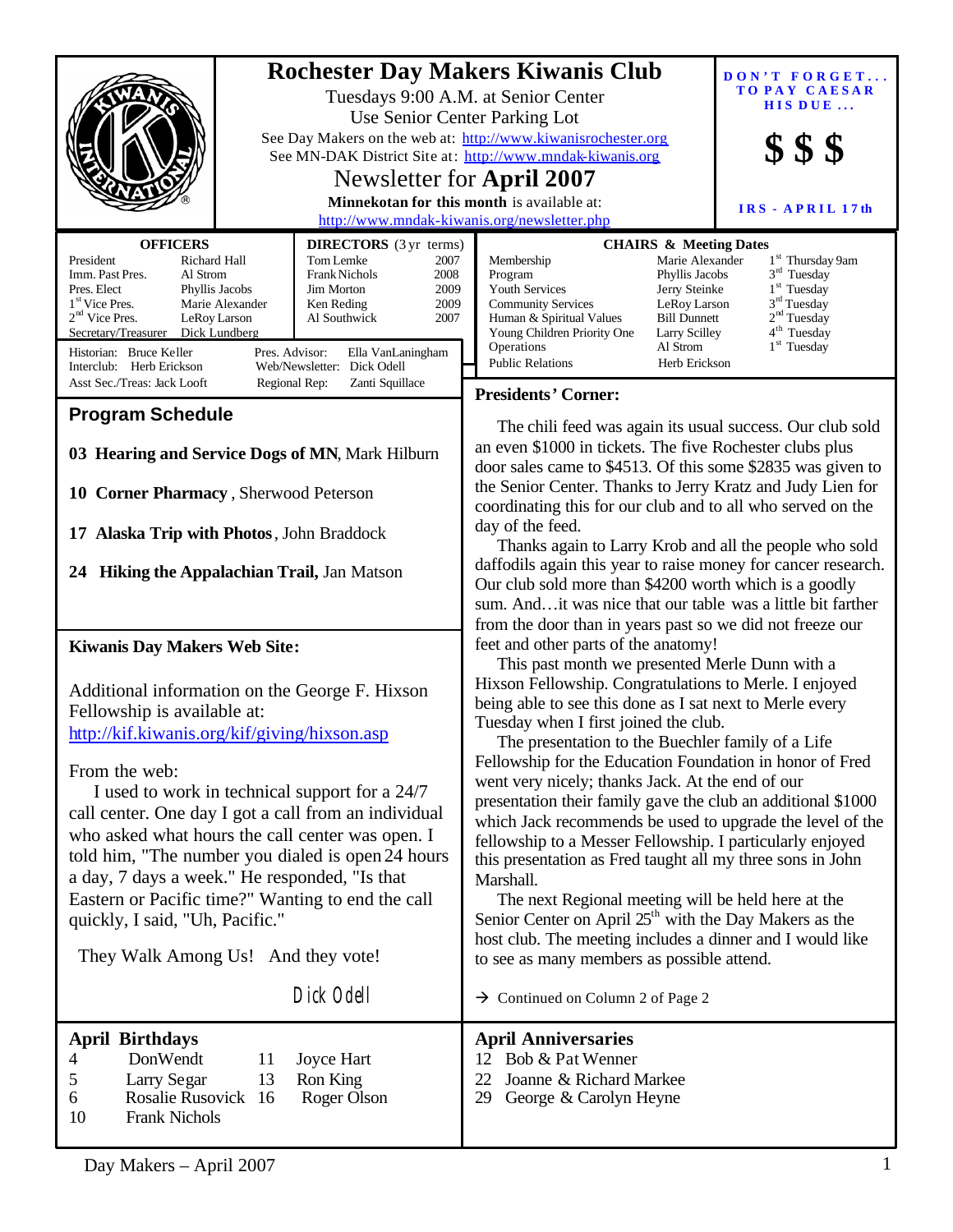# Rochester Day Makers Kiwanis Club

Tuesdays 9:00 A.M. at Senior Center

Use Senior Center Parking Lot

See Day Makers on the web at: http://www.kiwanisrochester.org

See MN-DAK District Site at: http://www.mndak-kiwanis.org

## Newsletter for **April 2007**

**Minnekotan for this month** is available at: http://www.mndak-kiwanis.org/newsletter.php

**DON'T FORGET... TO PAY CAESAR HIS DUE...**

**$ $ $**

**IRS - APRIL 17th**

### OFFICERS

| | |
|---|---|
| President | Richard Hall |
| Imm. Past Pres. | Al Strom |
| Pres. Elect | Phyllis Jacobs |
| 1st Vice Pres. | Marie Alexander |
| 2nd Vice Pres. | LeRoy Larson |
| Secretary/Treasurer | Dick Lundberg |

### DIRECTORS (3 yr terms)

| | |
|---|---|
| Tom Lemke | 2007 |
| Frank Nichols | 2008 |
| Jim Morton | 2009 |
| Ken Reding | 2009 |
| Al Southwick | 2007 |

Historian: Bruce Keller — Pres. Advisor: Ella VanLaningham

Interclub: Herb Erickson — Web/Newsletter: Dick Odell

Asst Sec./Treas: Jack Looft — Regional Rep: Zanti Squillace

### CHAIRS & Meeting Dates

| | | |
|---|---|---|
| Membership | Marie Alexander | 1st Thursday 9am |
| Program | Phyllis Jacobs | 3rd Tuesday |
| Youth Services | Jerry Steinke | 1st Tuesday |
| Community Services | LeRoy Larson | 3rd Tuesday |
| Human & Spiritual Values | Bill Dunnett | 2nd Tuesday |
| Young Children Priority One | Larry Scilley | 4th Tuesday |
| Operations | Al Strom | 1st Tuesday |
| Public Relations | Herb Erickson | |

## Program Schedule

**03 Hearing and Service Dogs of MN**, Mark Hilburn

**10 Corner Pharmacy**, Sherwood Peterson

**17 Alaska Trip with Photos**, John Braddock

**24 Hiking the Appalachian Trail,** Jan Matson

## Kiwanis Day Makers Web Site:

Additional information on the George F. Hixson Fellowship is available at: http://kif.kiwanis.org/kif/giving/hixson.asp

From the web:

I used to work in technical support for a 24/7 call center. One day I got a call from an individual who asked what hours the call center was open. I told him, "The number you dialed is open 24 hours a day, 7 days a week." He responded, "Is that Eastern or Pacific time?" Wanting to end the call quickly, I said, "Uh, Pacific."

They Walk Among Us! And they vote!

Dick Odell

## Presidents' Corner:

The chili feed was again its usual success. Our club sold an even $1000 in tickets. The five Rochester clubs plus door sales came to $4513. Of this some $2835 was given to the Senior Center. Thanks to Jerry Kratz and Judy Lien for coordinating this for our club and to all who served on the day of the feed.

Thanks again to Larry Krob and all the people who sold daffodils again this year to raise money for cancer research. Our club sold more than $4200 worth which is a goodly sum. And…it was nice that our table was a little bit farther from the door than in years past so we did not freeze our feet and other parts of the anatomy!

This past month we presented Merle Dunn with a Hixson Fellowship. Congratulations to Merle. I enjoyed being able to see this done as I sat next to Merle every Tuesday when I first joined the club.

The presentation to the Buechler family of a Life Fellowship for the Education Foundation in honor of Fred went very nicely; thanks Jack. At the end of our presentation their family gave the club an additional $1000 which Jack recommends be used to upgrade the level of the fellowship to a Messer Fellowship. I particularly enjoyed this presentation as Fred taught all my three sons in John Marshall.

The next Regional meeting will be held here at the Senior Center on April 25th with the Day Makers as the host club. The meeting includes a dinner and I would like to see as many members as possible attend.

→ Continued on Column 2 of Page 2

## April Birthdays

| | | | |
|---|---|---|---|
| 4 | Don Wendt | 11 | Joyce Hart |
| 5 | Larry Segar | 13 | Ron King |
| 6 | Rosalie Rusovick | 16 | Roger Olson |
| 10 | Frank Nichols | | |

## April Anniversaries

12 Bob & Pat Wenner

22 Joanne & Richard Markee

29 George & Carolyn Heyne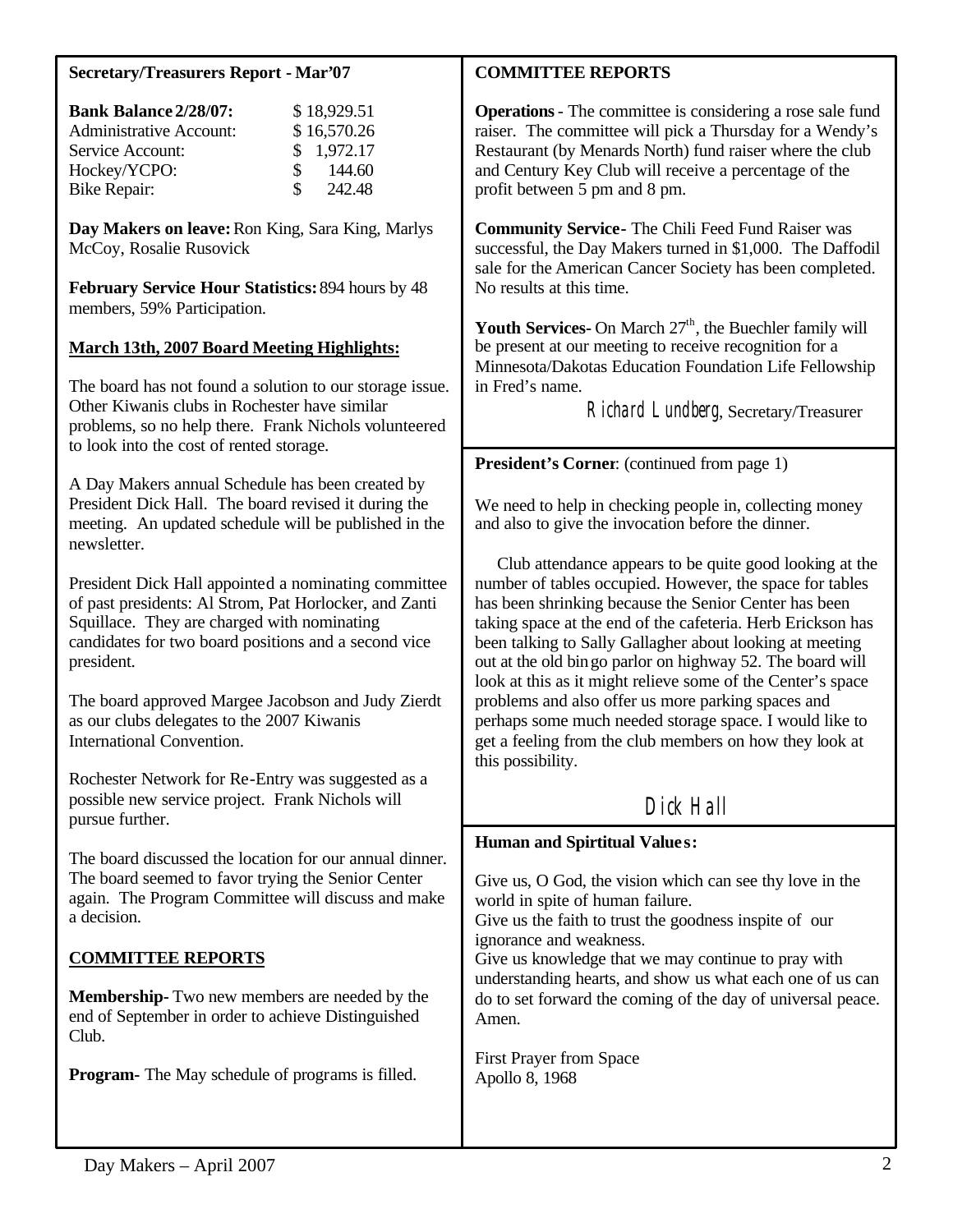## Secretary/Treasurers Report - Mar'07

| **Bank Balance 2/28/07:** | $ 18,929.51 |
|---|---|
| Administrative Account: | $ 16,570.26 |
| Service Account: | $ 1,972.17 |
| Hockey/YCPO: | $ 144.60 |
| Bike Repair: | $ 242.48 |

**Day Makers on leave:** Ron King, Sara King, Marlys McCoy, Rosalie Rusovick

**February Service Hour Statistics:** 894 hours by 48 members, 59% Participation.

**March 13th, 2007 Board Meeting Highlights:**

The board has not found a solution to our storage issue. Other Kiwanis clubs in Rochester have similar problems, so no help there. Frank Nichols volunteered to look into the cost of rented storage.

A Day Makers annual Schedule has been created by President Dick Hall. The board revised it during the meeting. An updated schedule will be published in the newsletter.

President Dick Hall appointed a nominating committee of past presidents: Al Strom, Pat Horlocker, and Zanti Squillace. They are charged with nominating candidates for two board positions and a second vice president.

The board approved Margee Jacobson and Judy Zierdt as our clubs delegates to the 2007 Kiwanis International Convention.

Rochester Network for Re-Entry was suggested as a possible new service project. Frank Nichols will pursue further.

The board discussed the location for our annual dinner. The board seemed to favor trying the Senior Center again. The Program Committee will discuss and make a decision.

**COMMITTEE REPORTS**

**Membership-** Two new members are needed by the end of September in order to achieve Distinguished Club.

**Program-** The May schedule of programs is filled.

**COMMITTEE REPORTS**

**Operations** - The committee is considering a rose sale fund raiser. The committee will pick a Thursday for a Wendy's Restaurant (by Menards North) fund raiser where the club and Century Key Club will receive a percentage of the profit between 5 pm and 8 pm.

**Community Service-** The Chili Feed Fund Raiser was successful, the Day Makers turned in $1,000. The Daffodil sale for the American Cancer Society has been completed. No results at this time.

**Youth Services-** On March 27th, the Buechler family will be present at our meeting to receive recognition for a Minnesota/Dakotas Education Foundation Life Fellowship in Fred's name.

Richard Lundberg, Secretary/Treasurer

**President's Corner**: (continued from page 1)

We need to help in checking people in, collecting money and also to give the invocation before the dinner.

Club attendance appears to be quite good looking at the number of tables occupied. However, the space for tables has been shrinking because the Senior Center has been taking space at the end of the cafeteria. Herb Erickson has been talking to Sally Gallagher about looking at meeting out at the old bingo parlor on highway 52. The board will look at this as it might relieve some of the Center's space problems and also offer us more parking spaces and perhaps some much needed storage space. I would like to get a feeling from the club members on how they look at this possibility.

Dick Hall

**Human and Spirtitual Values:**

Give us, O God, the vision which can see thy love in the world in spite of human failure.
Give us the faith to trust the goodness inspite of our ignorance and weakness.
Give us knowledge that we may continue to pray with understanding hearts, and show us what each one of us can do to set forward the coming of the day of universal peace. Amen.

First Prayer from Space
Apollo 8, 1968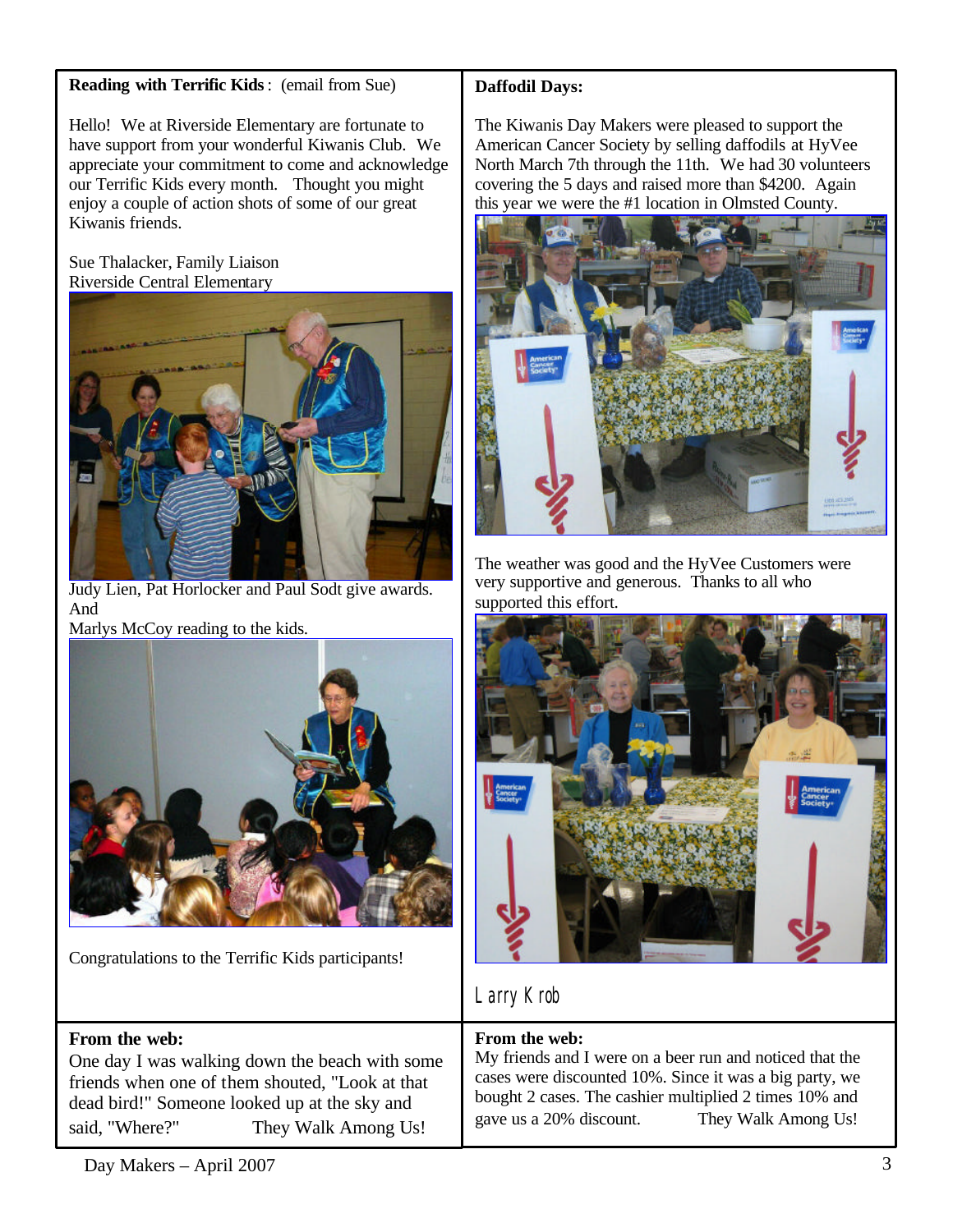**Reading with Terrific Kids**: (email from Sue)

Hello! We at Riverside Elementary are fortunate to have support from your wonderful Kiwanis Club. We appreciate your commitment to come and acknowledge our Terrific Kids every month. Thought you might enjoy a couple of action shots of some of our great Kiwanis friends.

Sue Thalacker, Family Liaison
Riverside Central Elementary

Judy Lien, Pat Horlocker and Paul Sodt give awards. And
Marlys McCoy reading to the kids.

Congratulations to the Terrific Kids participants!

**Daffodil Days:**

The Kiwanis Day Makers were pleased to support the American Cancer Society by selling daffodils at HyVee North March 7th through the 11th. We had 30 volunteers covering the 5 days and raised more than $4200. Again this year we were the #1 location in Olmsted County.

The weather was good and the HyVee Customers were very supportive and generous. Thanks to all who supported this effort.

Larry Krob

**From the web:**
One day I was walking down the beach with some friends when one of them shouted, "Look at that dead bird!" Someone looked up at the sky and said, "Where?" They Walk Among Us!

**From the web:**
My friends and I were on a beer run and noticed that the cases were discounted 10%. Since it was a big party, we bought 2 cases. The cashier multiplied 2 times 10% and gave us a 20% discount. They Walk Among Us!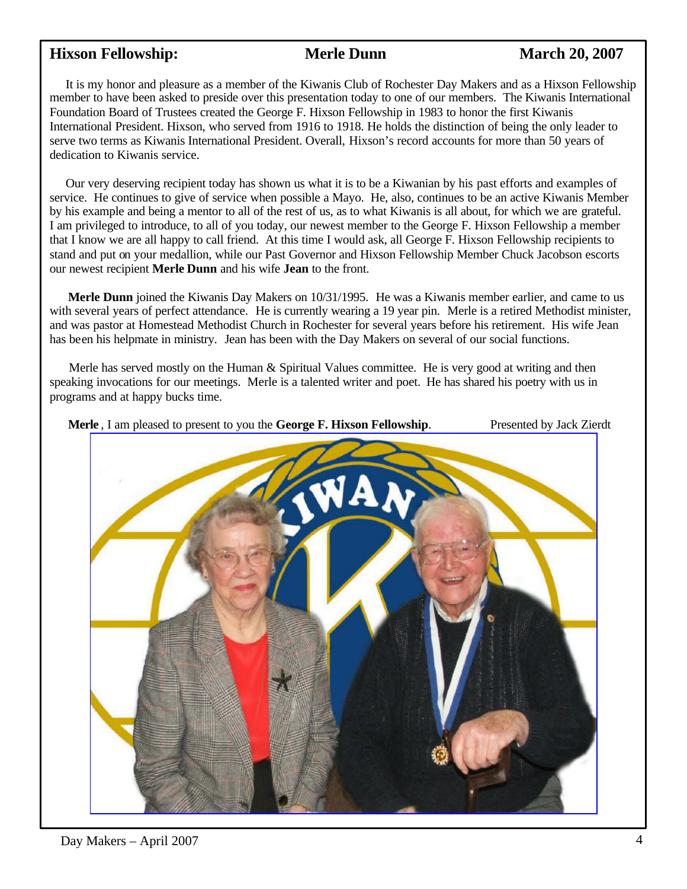**Hixson Fellowship:** **Merle Dunn** **March 20, 2007**

It is my honor and pleasure as a member of the Kiwanis Club of Rochester Day Makers and as a Hixson Fellowship member to have been asked to preside over this presentation today to one of our members. The Kiwanis International Foundation Board of Trustees created the George F. Hixson Fellowship in 1983 to honor the first Kiwanis International President. Hixson, who served from 1916 to 1918. He holds the distinction of being the only leader to serve two terms as Kiwanis International President. Overall, Hixson's record accounts for more than 50 years of dedication to Kiwanis service.

Our very deserving recipient today has shown us what it is to be a Kiwanian by his past efforts and examples of service. He continues to give of service when possible a Mayo. He, also, continues to be an active Kiwanis Member by his example and being a mentor to all of the rest of us, as to what Kiwanis is all about, for which we are grateful. I am privileged to introduce, to all of you today, our newest member to the George F. Hixson Fellowship a member that I know we are all happy to call friend. At this time I would ask, all George F. Hixson Fellowship recipients to stand and put on your medallion, while our Past Governor and Hixson Fellowship Member Chuck Jacobson escorts our newest recipient **Merle Dunn** and his wife **Jean** to the front.

**Merle Dunn** joined the Kiwanis Day Makers on 10/31/1995. He was a Kiwanis member earlier, and came to us with several years of perfect attendance. He is currently wearing a 19 year pin. Merle is a retired Methodist minister, and was pastor at Homestead Methodist Church in Rochester for several years before his retirement. His wife Jean has been his helpmate in ministry. Jean has been with the Day Makers on several of our social functions.

Merle has served mostly on the Human & Spiritual Values committee. He is very good at writing and then speaking invocations for our meetings. Merle is a talented writer and poet. He has shared his poetry with us in programs and at happy bucks time.

**Merle**, I am pleased to present to you the **George F. Hixson Fellowship**. Presented by Jack Zierdt